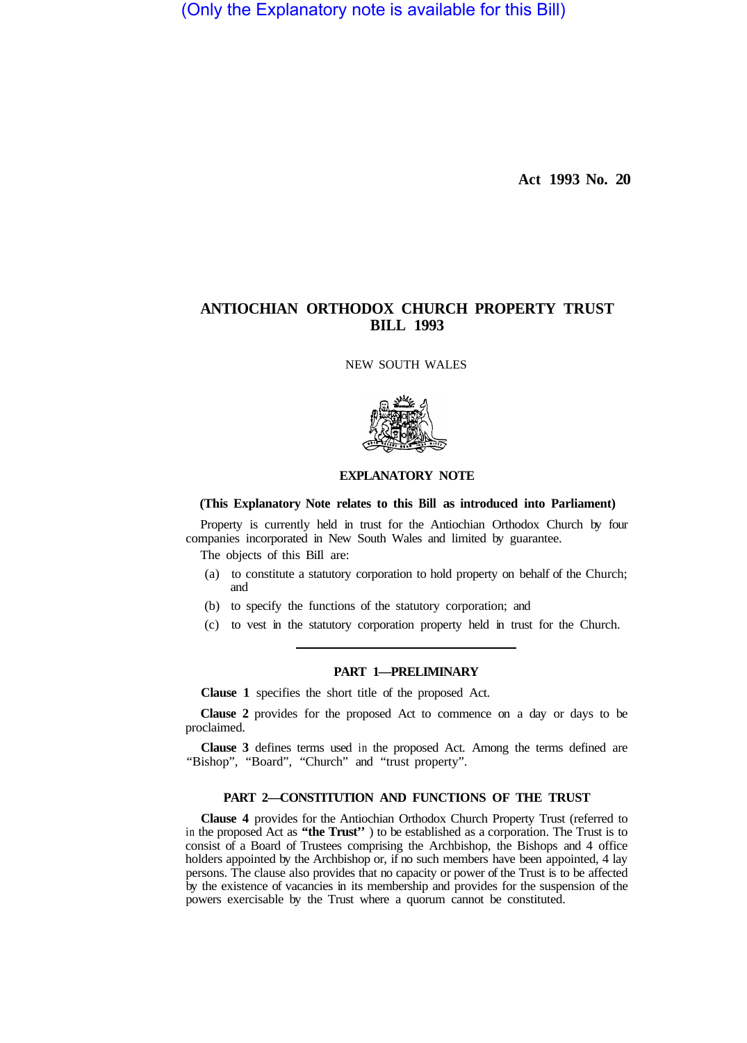(Only the Explanatory note is available for this Bill)

Act 1993 No. 20

# ANTIOCHIAN ORTHODOX CHURCH PROPERTY TRUST BILL 1993

NEW SOUTH WALES

## EXPLANATORY NOTE

**(This Explanatory Note relates to this Bill as introduced into Parliament)**

Property is currently held in trust for the Antiochian Orthodox Church by four companies incorporated in New South Wales and limited by guarantee.

The objects of this Bill are:

(a) to constitute a statutory corporation to hold property on behalf of the Church; and

(b) to specify the functions of the statutory corporation; and

(c) to vest in the statutory corporation property held in trust for the Church.

### PART 1—PRELIMINARY

**Clause 1** specifies the short title of the proposed Act.

**Clause 2** provides for the proposed Act to commence on a day or days to be proclaimed.

**Clause 3** defines terms used in the proposed Act. Among the terms defined are "Bishop", "Board", "Church" and "trust property".

### PART 2—CONSTITUTION AND FUNCTIONS OF THE TRUST

**Clause 4** provides for the Antiochian Orthodox Church Property Trust (referred to in the proposed Act as **"the Trust"**) to be established as a corporation. The Trust is to consist of a Board of Trustees comprising the Archbishop, the Bishops and 4 office holders appointed by the Archbishop or, if no such members have been appointed, 4 lay persons. The clause also provides that no capacity or power of the Trust is to be affected by the existence of vacancies in its membership and provides for the suspension of the powers exercisable by the Trust where a quorum cannot be constituted.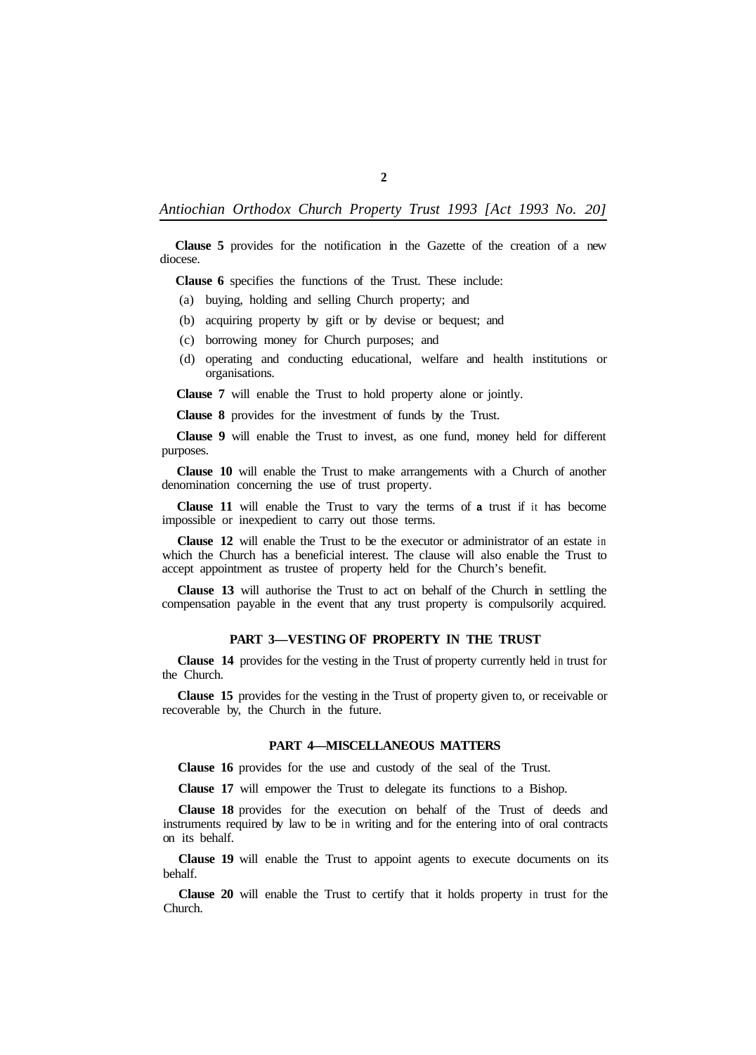**Clause 5** provides for the notification in the Gazette of the creation of a new diocese.

**Clause 6** specifies the functions of the Trust. These include:

(a) buying, holding and selling Church property; and

(b) acquiring property by gift or by devise or bequest; and

(c) borrowing money for Church purposes; and

(d) operating and conducting educational, welfare and health institutions or organisations.

**Clause 7** will enable the Trust to hold property alone or jointly.

**Clause 8** provides for the investment of funds by the Trust.

**Clause 9** will enable the Trust to invest, as one fund, money held for different purposes.

**Clause 10** will enable the Trust to make arrangements with a Church of another denomination concerning the use of trust property.

**Clause 11** will enable the Trust to vary the terms of a trust if it has become impossible or inexpedient to carry out those terms.

**Clause 12** will enable the Trust to be the executor or administrator of an estate in which the Church has a beneficial interest. The clause will also enable the Trust to accept appointment as trustee of property held for the Church's benefit.

**Clause 13** will authorise the Trust to act on behalf of the Church in settling the compensation payable in the event that any trust property is compulsorily acquired.

## PART 3—VESTING OF PROPERTY IN THE TRUST

**Clause 14** provides for the vesting in the Trust of property currently held in trust for the Church.

**Clause 15** provides for the vesting in the Trust of property given to, or receivable or recoverable by, the Church in the future.

## PART 4—MISCELLANEOUS MATTERS

**Clause 16** provides for the use and custody of the seal of the Trust.

**Clause 17** will empower the Trust to delegate its functions to a Bishop.

**Clause 18** provides for the execution on behalf of the Trust of deeds and instruments required by law to be in writing and for the entering into of oral contracts on its behalf.

**Clause 19** will enable the Trust to appoint agents to execute documents on its behalf.

**Clause 20** will enable the Trust to certify that it holds property in trust for the Church.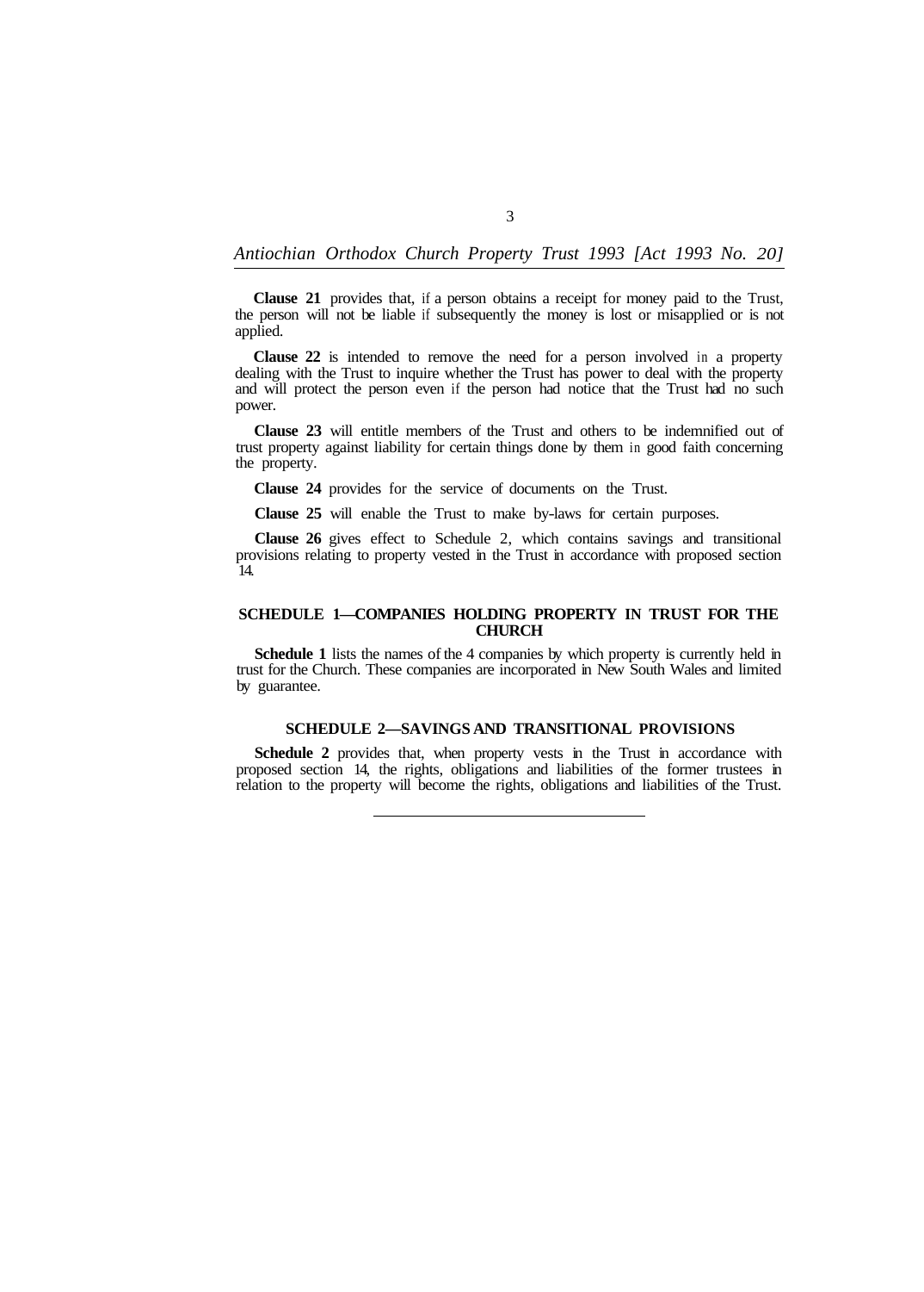**Clause 21** provides that, if a person obtains a receipt for money paid to the Trust, the person will not be liable if subsequently the money is lost or misapplied or is not applied.

**Clause 22** is intended to remove the need for a person involved in a property dealing with the Trust to inquire whether the Trust has power to deal with the property and will protect the person even if the person had notice that the Trust had no such power.

**Clause 23** will entitle members of the Trust and others to be indemnified out of trust property against liability for certain things done by them in good faith concerning the property.

**Clause 24** provides for the service of documents on the Trust.

**Clause 25** will enable the Trust to make by-laws for certain purposes.

**Clause 26** gives effect to Schedule 2, which contains savings and transitional provisions relating to property vested in the Trust in accordance with proposed section 14.

## SCHEDULE 1—COMPANIES HOLDING PROPERTY IN TRUST FOR THE CHURCH

**Schedule 1** lists the names of the 4 companies by which property is currently held in trust for the Church. These companies are incorporated in New South Wales and limited by guarantee.

## SCHEDULE 2—SAVINGS AND TRANSITIONAL PROVISIONS

**Schedule 2** provides that, when property vests in the Trust in accordance with proposed section 14, the rights, obligations and liabilities of the former trustees in relation to the property will become the rights, obligations and liabilities of the Trust.